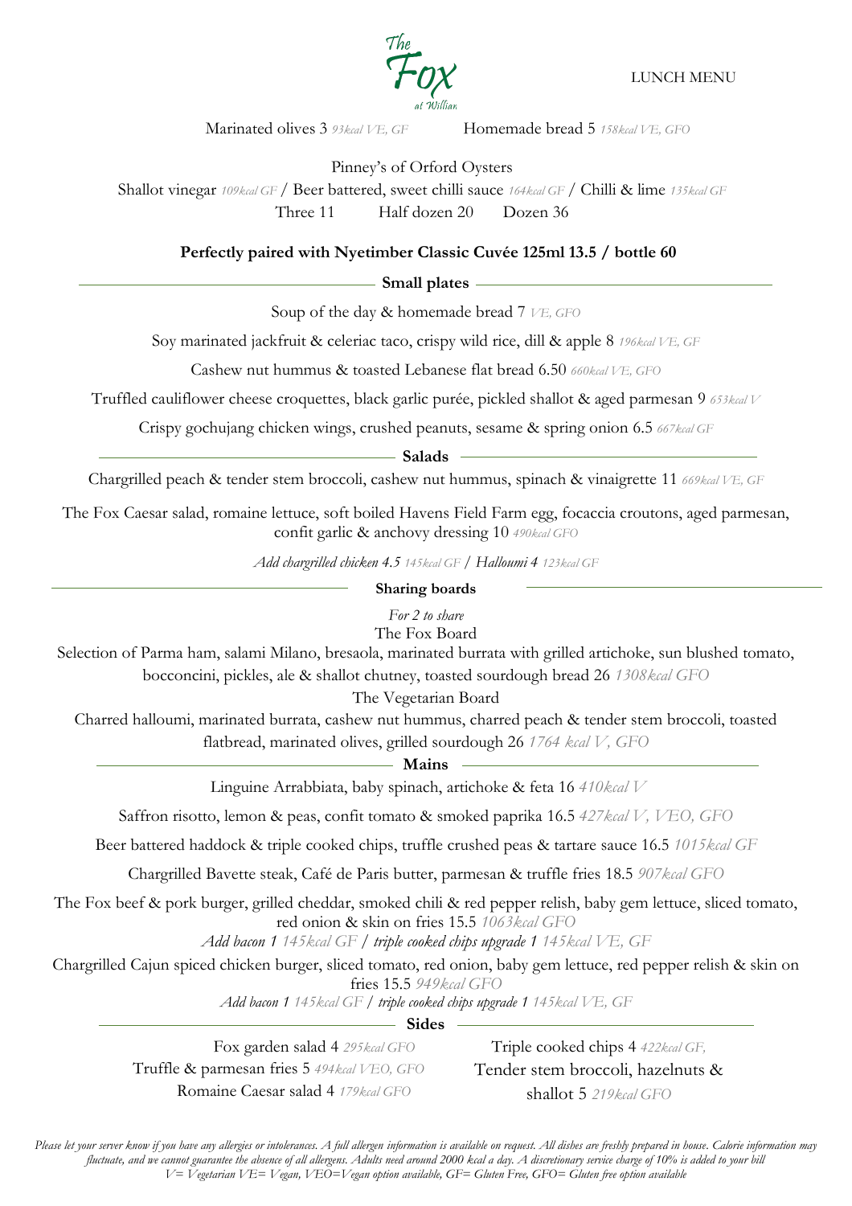# The Fox at Willian

LUNCH MENU

Marinated olives 3 *93kcal VE, GF*

Homemade bread 5 *158kcal VE, GFO*

Pinney's of Orford Oysters

Shallot vinegar *109kcal GF* / Beer battered, sweet chilli sauce *164kcal GF* / Chilli & lime *135kcal GF*

Three 11 Half dozen 20 Dozen 36

**Perfectly paired with Nyetimber Classic Cuvée 125ml 13.5 / bottle 60**

## Small plates

Soup of the day & homemade bread 7 *VE, GFO*

Soy marinated jackfruit & celeriac taco, crispy wild rice, dill & apple 8 *196kcal VE, GF*

Cashew nut hummus & toasted Lebanese flat bread 6.50 *660kcal VE, GFO*

Truffled cauliflower cheese croquettes, black garlic purée, pickled shallot & aged parmesan 9 *653kcal V*

Crispy gochujang chicken wings, crushed peanuts, sesame & spring onion 6.5 *667kcal GF*

## Salads

Chargrilled peach & tender stem broccoli, cashew nut hummus, spinach & vinaigrette 11 *669kcal VE, GF*

The Fox Caesar salad, romaine lettuce, soft boiled Havens Field Farm egg, focaccia croutons, aged parmesan, confit garlic & anchovy dressing 10 *490kcal GFO*

*Add chargrilled chicken 4.5 145kcal GF / Halloumi 4 123kcal GF*

## Sharing boards

*For 2 to share*

The Fox Board

Selection of Parma ham, salami Milano, bresaola, marinated burrata with grilled artichoke, sun blushed tomato, bocconcini, pickles, ale & shallot chutney, toasted sourdough bread 26 *1308kcal GFO*

The Vegetarian Board

Charred halloumi, marinated burrata, cashew nut hummus, charred peach & tender stem broccoli, toasted flatbread, marinated olives, grilled sourdough 26 *1764 kcal V, GFO*

## Mains

Linguine Arrabbiata, baby spinach, artichoke & feta 16 *410kcal V*

Saffron risotto, lemon & peas, confit tomato & smoked paprika 16.5 *427kcal V, VEO, GFO*

Beer battered haddock & triple cooked chips, truffle crushed peas & tartare sauce 16.5 *1015kcal GF*

Chargrilled Bavette steak, Café de Paris butter, parmesan & truffle fries 18.5 *907kcal GFO*

The Fox beef & pork burger, grilled cheddar, smoked chili & red pepper relish, baby gem lettuce, sliced tomato, red onion & skin on fries 15.5 *1063kcal GFO*

*Add bacon 1 145kcal GF / triple cooked chips upgrade 1 145kcal VE, GF*

Chargrilled Cajun spiced chicken burger, sliced tomato, red onion, baby gem lettuce, red pepper relish & skin on fries 15.5 *949kcal GFO*

*Add bacon 1 145kcal GF / triple cooked chips upgrade 1 145kcal VE, GF*

## Sides

Fox garden salad 4 *295kcal GFO*

Truffle & parmesan fries 5 *494kcal VEO, GFO*

Romaine Caesar salad 4 *179kcal GFO*

Triple cooked chips 4 *422kcal GF,*

Tender stem broccoli, hazelnuts & shallot 5 *219kcal GFO*

*Please let your server know if you have any allergies or intolerances. A full allergen information is available on request. All dishes are freshly prepared in house. Calorie information may fluctuate, and we cannot guarantee the absence of all allergens. Adults need around 2000 kcal a day. A discretionary service charge of 10% is added to your bill*

*V= Vegetarian VE= Vegan, VEO=Vegan option available, GF= Gluten Free, GFO= Gluten free option available*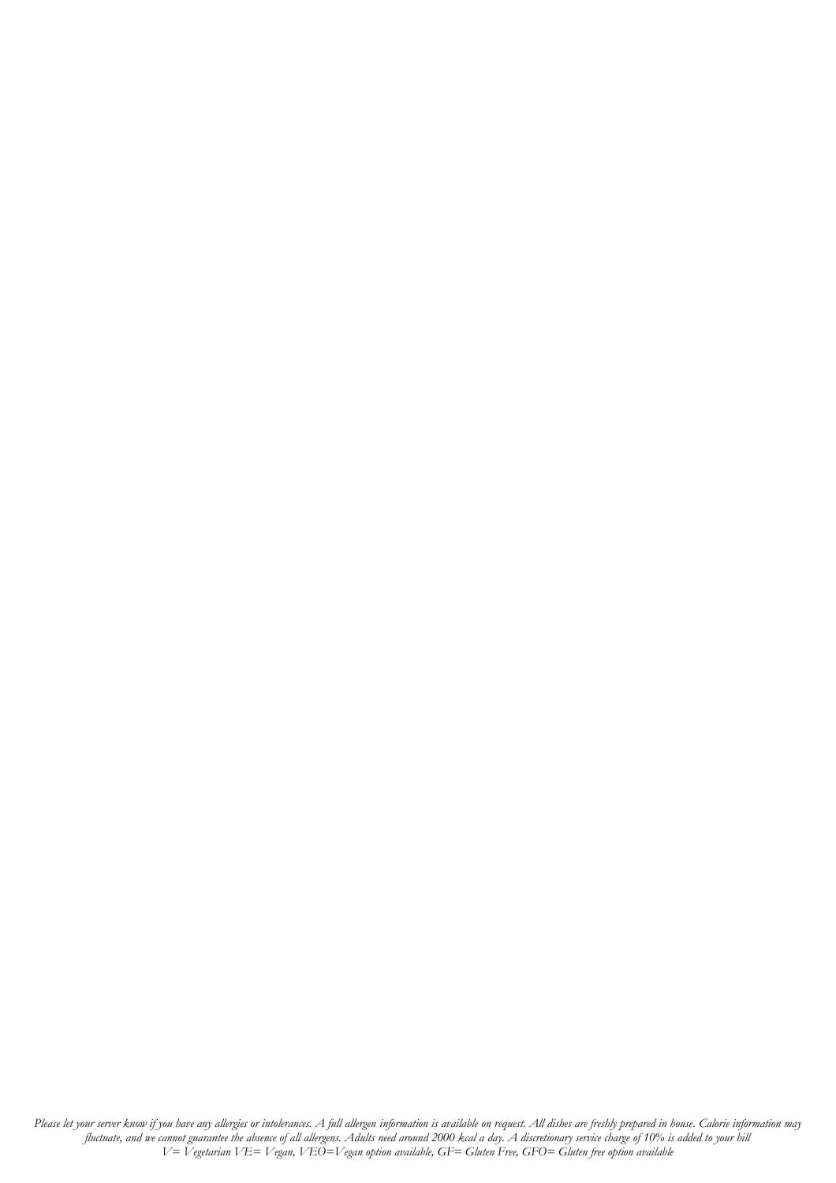*Please let your server know if you have any allergies or intolerances. A full allergen information is available on request. All dishes are freshly prepared in house. Calorie information may fluctuate, and we cannot guarantee the absence of all allergens. Adults need around 2000 kcal a day. A discretionary service charge of 10% is added to your bill*
*V= Vegetarian VE= Vegan, VEO=Vegan option available, GF= Gluten Free, GFO= Gluten free option available*